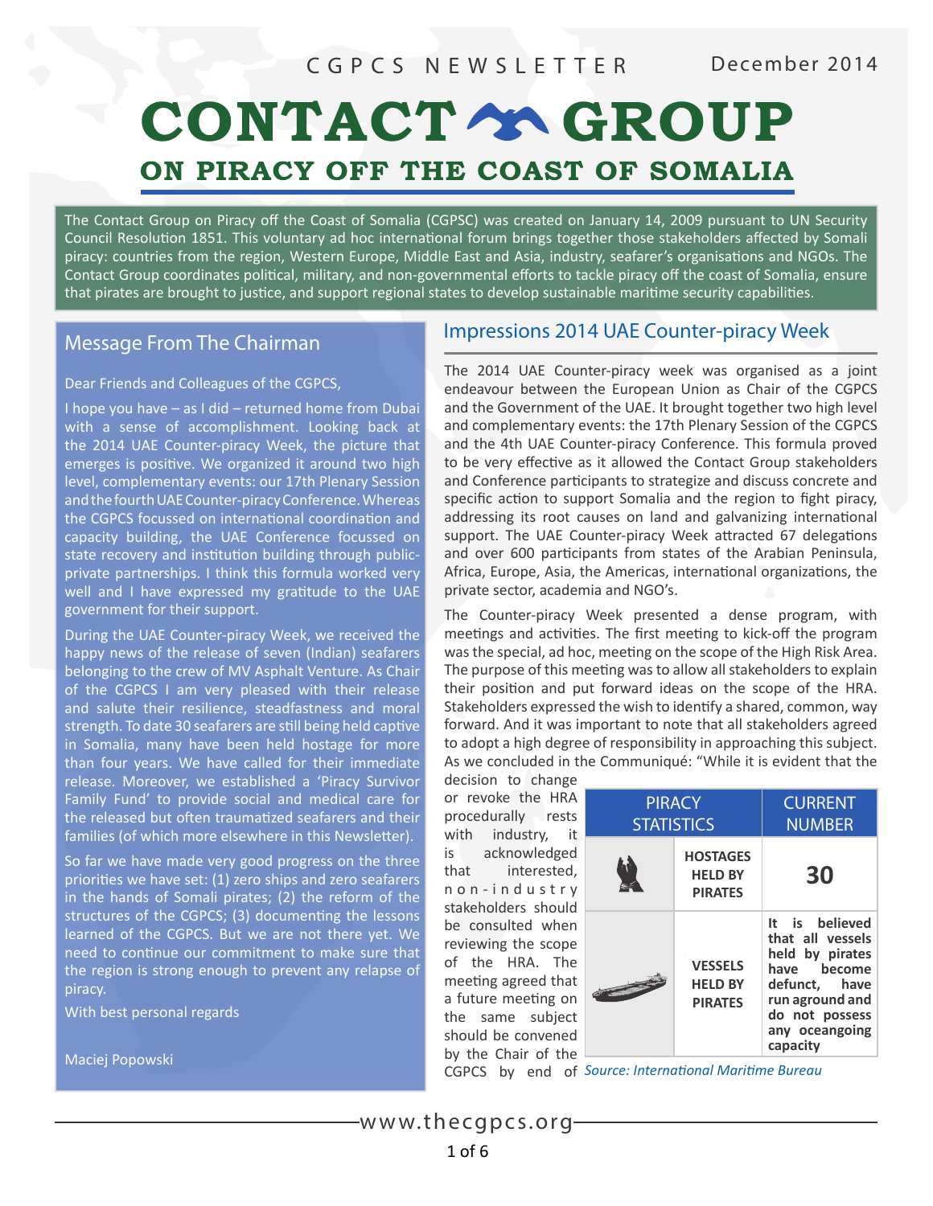CGPCS NEWSLETTER December 2014

# CONTACT GROUP
## ON PIRACY OFF THE COAST OF SOMALIA

The Contact Group on Piracy off the Coast of Somalia (CGPSC) was created on January 14, 2009 pursuant to UN Security Council Resolution 1851. This voluntary ad hoc international forum brings together those stakeholders affected by Somali piracy: countries from the region, Western Europe, Middle East and Asia, industry, seafarer's organisations and NGOs. The Contact Group coordinates political, military, and non-governmental efforts to tackle piracy off the coast of Somalia, ensure that pirates are brought to justice, and support regional states to develop sustainable maritime security capabilities.

## Message From The Chairman

Dear Friends and Colleagues of the CGPCS,

I hope you have – as I did – returned home from Dubai with a sense of accomplishment. Looking back at the 2014 UAE Counter-piracy Week, the picture that emerges is positive. We organized it around two high level, complementary events: our 17th Plenary Session and the fourth UAE Counter-piracy Conference. Whereas the CGPCS focussed on international coordination and capacity building, the UAE Conference focussed on state recovery and institution building through public-private partnerships. I think this formula worked very well and I have expressed my gratitude to the UAE government for their support.

During the UAE Counter-piracy Week, we received the happy news of the release of seven (Indian) seafarers belonging to the crew of MV Asphalt Venture. As Chair of the CGPCS I am very pleased with their release and salute their resilience, steadfastness and moral strength. To date 30 seafarers are still being held captive in Somalia, many have been held hostage for more than four years. We have called for their immediate release. Moreover, we established a 'Piracy Survivor Family Fund' to provide social and medical care for the released but often traumatized seafarers and their families (of which more elsewhere in this Newsletter).

So far we have made very good progress on the three priorities we have set: (1) zero ships and zero seafarers in the hands of Somali pirates; (2) the reform of the structures of the CGPCS; (3) documenting the lessons learned of the CGPCS. But we are not there yet. We need to continue our commitment to make sure that the region is strong enough to prevent any relapse of piracy.

With best personal regards

Maciej Popowski

## Impressions 2014 UAE Counter-piracy Week

The 2014 UAE Counter-piracy week was organised as a joint endeavour between the European Union as Chair of the CGPCS and the Government of the UAE. It brought together two high level and complementary events: the 17th Plenary Session of the CGPCS and the 4th UAE Counter-piracy Conference. This formula proved to be very effective as it allowed the Contact Group stakeholders and Conference participants to strategize and discuss concrete and specific action to support Somalia and the region to fight piracy, addressing its root causes on land and galvanizing international support. The UAE Counter-piracy Week attracted 67 delegations and over 600 participants from states of the Arabian Peninsula, Africa, Europe, Asia, the Americas, international organizations, the private sector, academia and NGO's.

The Counter-piracy Week presented a dense program, with meetings and activities. The first meeting to kick-off the program was the special, ad hoc, meeting on the scope of the High Risk Area. The purpose of this meeting was to allow all stakeholders to explain their position and put forward ideas on the scope of the HRA. Stakeholders expressed the wish to identify a shared, common, way forward. And it was important to note that all stakeholders agreed to adopt a high degree of responsibility in approaching this subject. As we concluded in the Communiqué: "While it is evident that the decision to change or revoke the HRA procedurally rests with industry, it is acknowledged that interested, non-industry stakeholders should be consulted when reviewing the scope of the HRA. The meeting agreed that a future meeting on the same subject should be convened by the Chair of the CGPCS by end of

| PIRACY STATISTICS | | CURRENT NUMBER |
|---|---|---|
| | **HOSTAGES HELD BY PIRATES** | **30** |
| | **VESSELS HELD BY PIRATES** | **It is believed that all vessels held by pirates have become defunct, have run aground and do not possess any oceangoing capacity** |

*Source: International Maritime Bureau*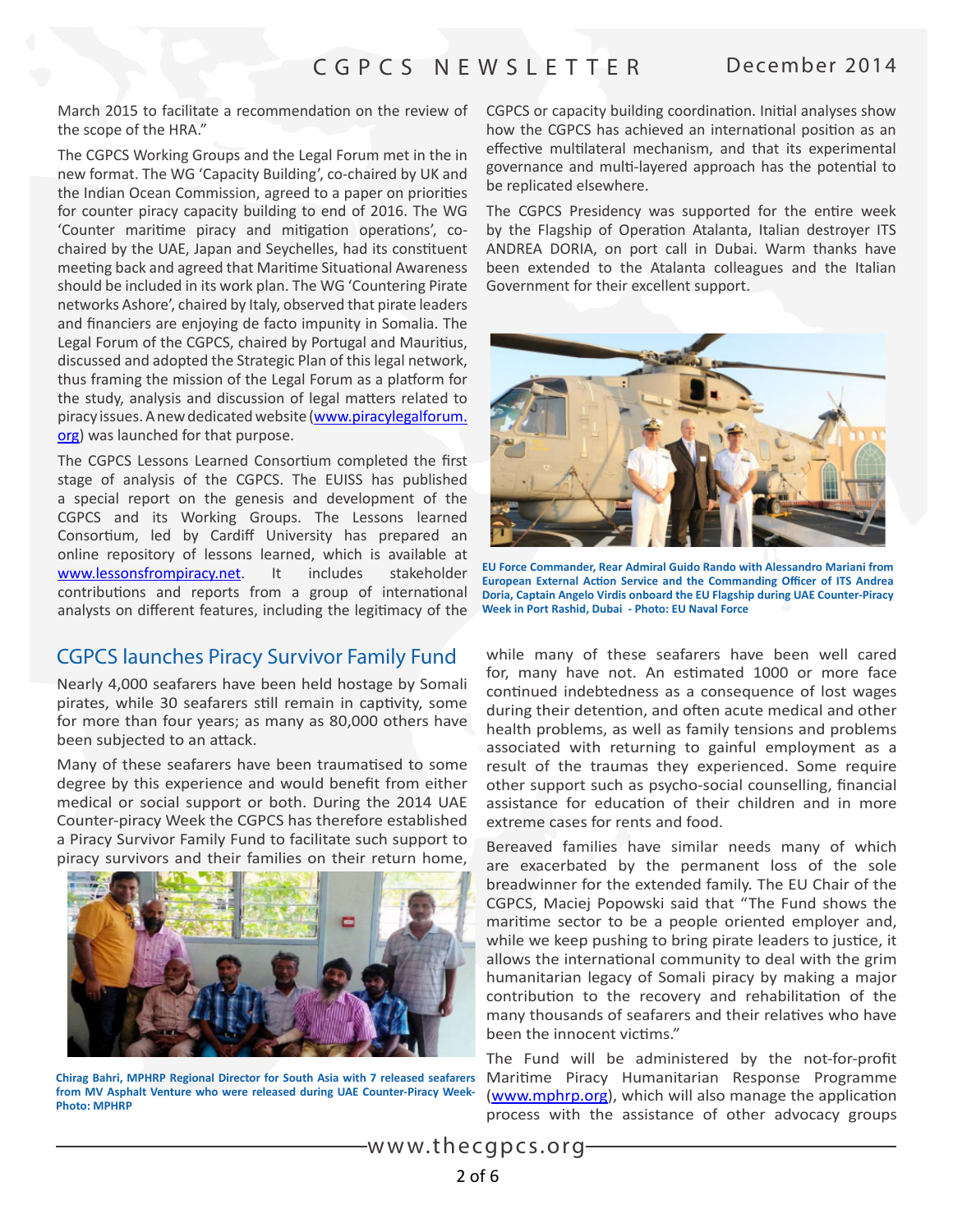March 2015 to facilitate a recommendation on the review of the scope of the HRA."

The CGPCS Working Groups and the Legal Forum met in the in new format. The WG 'Capacity Building', co-chaired by UK and the Indian Ocean Commission, agreed to a paper on priorities for counter piracy capacity building to end of 2016. The WG 'Counter maritime piracy and mitigation operations', co-chaired by the UAE, Japan and Seychelles, had its constituent meeting back and agreed that Maritime Situational Awareness should be included in its work plan. The WG 'Countering Pirate networks Ashore', chaired by Italy, observed that pirate leaders and financiers are enjoying de facto impunity in Somalia. The Legal Forum of the CGPCS, chaired by Portugal and Mauritius, discussed and adopted the Strategic Plan of this legal network, thus framing the mission of the Legal Forum as a platform for the study, analysis and discussion of legal matters related to piracy issues. A new dedicated website (www.piracylegalforum.org) was launched for that purpose.

The CGPCS Lessons Learned Consortium completed the first stage of analysis of the CGPCS. The EUISS has published a special report on the genesis and development of the CGPCS and its Working Groups. The Lessons learned Consortium, led by Cardiff University has prepared an online repository of lessons learned, which is available at www.lessonsfrompiracy.net. It includes stakeholder contributions and reports from a group of international analysts on different features, including the legitimacy of the CGPCS or capacity building coordination. Initial analyses show how the CGPCS has achieved an international position as an effective multilateral mechanism, and that its experimental governance and multi-layered approach has the potential to be replicated elsewhere.

The CGPCS Presidency was supported for the entire week by the Flagship of Operation Atalanta, Italian destroyer ITS ANDREA DORIA, on port call in Dubai. Warm thanks have been extended to the Atalanta colleagues and the Italian Government for their excellent support.

**EU Force Commander, Rear Admiral Guido Rando with Alessandro Mariani from European External Action Service and the Commanding Officer of ITS Andrea Doria, Captain Angelo Virdis onboard the EU Flagship during UAE Counter-Piracy Week in Port Rashid, Dubai - Photo: EU Naval Force**

## CGPCS launches Piracy Survivor Family Fund

Nearly 4,000 seafarers have been held hostage by Somali pirates, while 30 seafarers still remain in captivity, some for more than four years; as many as 80,000 others have been subjected to an attack.

Many of these seafarers have been traumatised to some degree by this experience and would benefit from either medical or social support or both. During the 2014 UAE Counter-piracy Week the CGPCS has therefore established a Piracy Survivor Family Fund to facilitate such support to piracy survivors and their families on their return home, while many of these seafarers have been well cared for, many have not. An estimated 1000 or more face continued indebtedness as a consequence of lost wages during their detention, and often acute medical and other health problems, as well as family tensions and problems associated with returning to gainful employment as a result of the traumas they experienced. Some require other support such as psycho-social counselling, financial assistance for education of their children and in more extreme cases for rents and food.

**Chirag Bahri, MPHRP Regional Director for South Asia with 7 released seafarers from MV Asphalt Venture who were released during UAE Counter-Piracy Week- Photo: MPHRP**

Bereaved families have similar needs many of which are exacerbated by the permanent loss of the sole breadwinner for the extended family. The EU Chair of the CGPCS, Maciej Popowski said that "The Fund shows the maritime sector to be a people oriented employer and, while we keep pushing to bring pirate leaders to justice, it allows the international community to deal with the grim humanitarian legacy of Somali piracy by making a major contribution to the recovery and rehabilitation of the many thousands of seafarers and their relatives who have been the innocent victims."

The Fund will be administered by the not-for-profit Maritime Piracy Humanitarian Response Programme (www.mphrp.org), which will also manage the application process with the assistance of other advocacy groups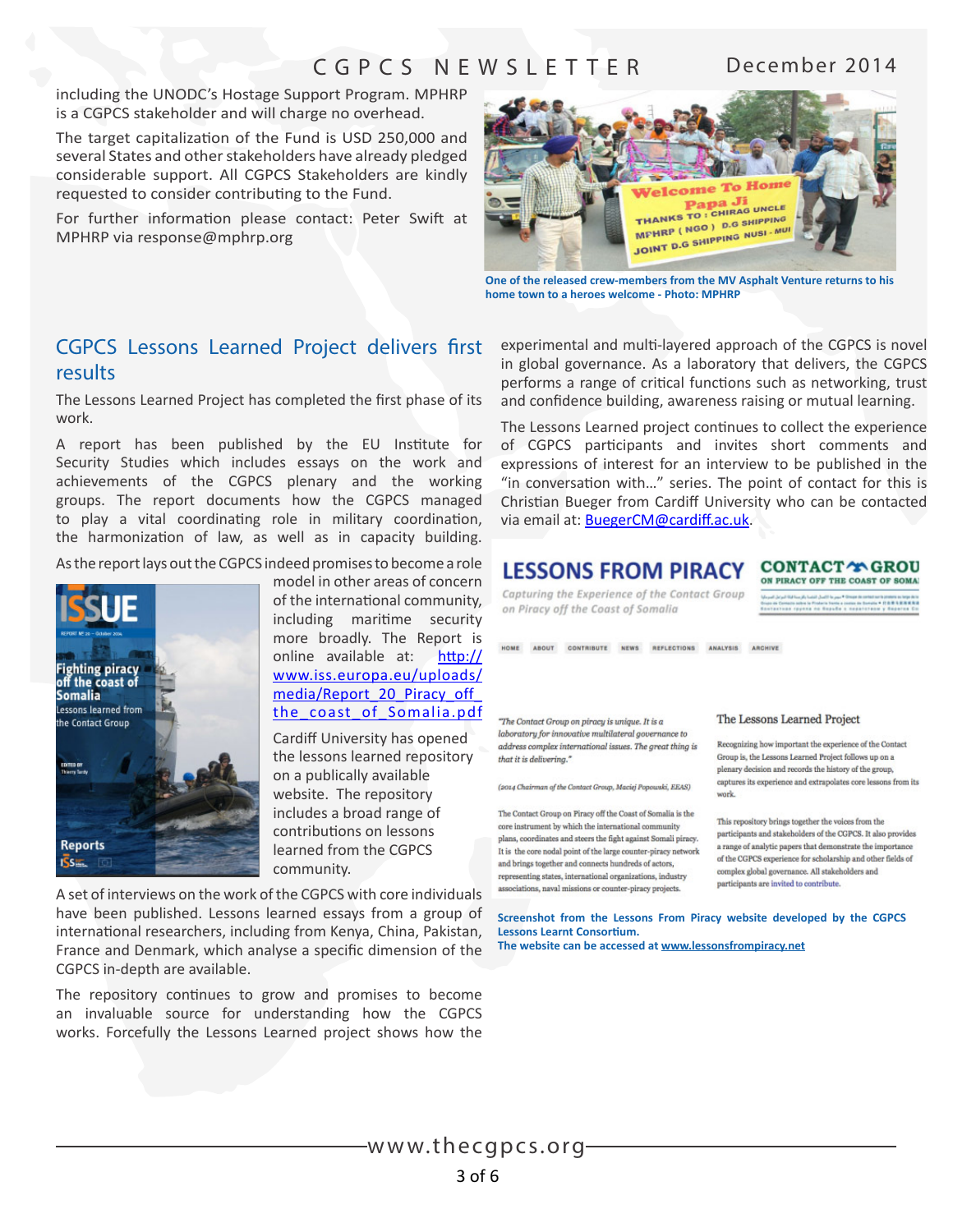including the UNODC's Hostage Support Program. MPHRP is a CGPCS stakeholder and will charge no overhead.

The target capitalization of the Fund is USD 250,000 and several States and other stakeholders have already pledged considerable support. All CGPCS Stakeholders are kindly requested to consider contributing to the Fund.

For further information please contact: Peter Swift at MPHRP via response@mphrp.org

One of the released crew-members from the MV Asphalt Venture returns to his home town to a heroes welcome - Photo: MPHRP

## CGPCS Lessons Learned Project delivers first results

The Lessons Learned Project has completed the first phase of its work.

A report has been published by the EU Institute for Security Studies which includes essays on the work and achievements of the CGPCS plenary and the working groups. The report documents how the CGPCS managed to play a vital coordinating role in military coordination, the harmonization of law, as well as in capacity building. As the report lays out the CGPCS indeed promises to become a role model in other areas of concern of the international community, including maritime security more broadly. The Report is online available at: http://www.iss.europa.eu/uploads/media/Report_20_Piracy_off_the_coast_of_Somalia.pdf

Cardiff University has opened the lessons learned repository on a publically available website. The repository includes a broad range of contributions on lessons learned from the CGPCS community.

A set of interviews on the work of the CGPCS with core individuals have been published. Lessons learned essays from a group of international researchers, including from Kenya, China, Pakistan, France and Denmark, which analyse a specific dimension of the CGPCS in-depth are available.

The repository continues to grow and promises to become an invaluable source for understanding how the CGPCS works. Forcefully the Lessons Learned project shows how the experimental and multi-layered approach of the CGPCS is novel in global governance. As a laboratory that delivers, the CGPCS performs a range of critical functions such as networking, trust and confidence building, awareness raising or mutual learning.

The Lessons Learned project continues to collect the experience of CGPCS participants and invites short comments and expressions of interest for an interview to be published in the "in conversation with…" series. The point of contact for this is Christian Bueger from Cardiff University who can be contacted via email at: BuegerCM@cardiff.ac.uk.

Screenshot from the Lessons From Piracy website developed by the CGPCS Lessons Learnt Consortium.
The website can be accessed at www.lessonsfrompiracy.net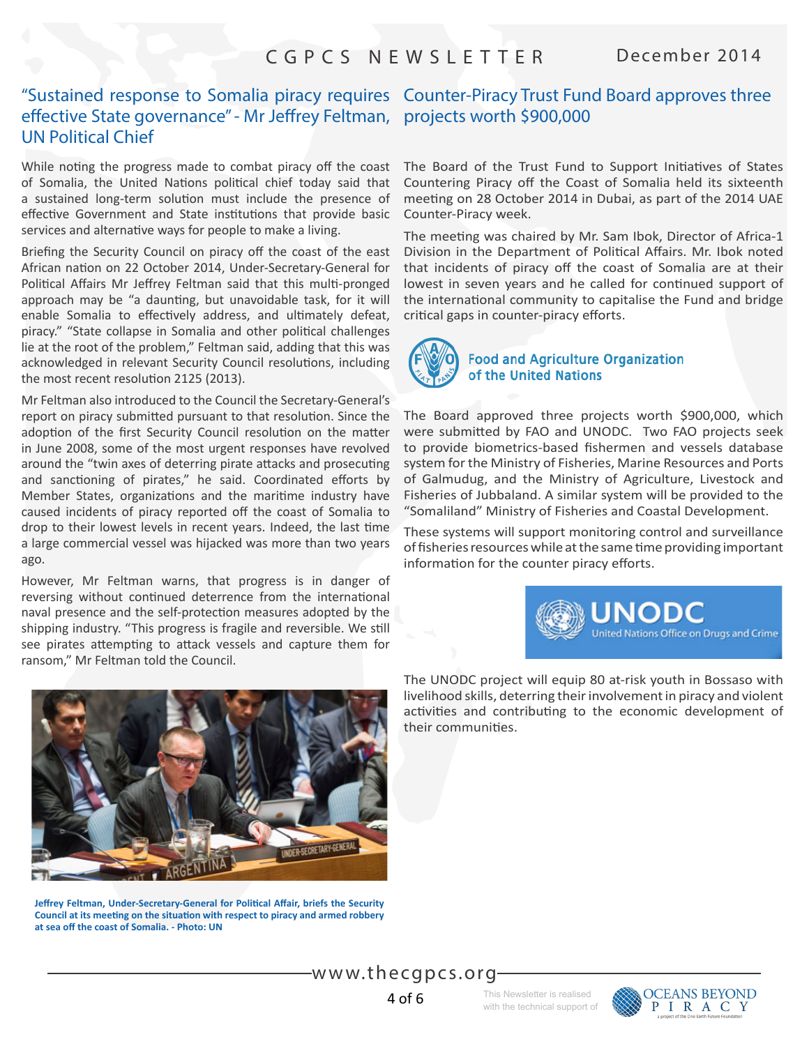## "Sustained response to Somalia piracy requires effective State governance" - Mr Jeffrey Feltman, UN Political Chief

While noting the progress made to combat piracy off the coast of Somalia, the United Nations political chief today said that a sustained long-term solution must include the presence of effective Government and State institutions that provide basic services and alternative ways for people to make a living.

Briefing the Security Council on piracy off the coast of the east African nation on 22 October 2014, Under-Secretary-General for Political Affairs Mr Jeffrey Feltman said that this multi-pronged approach may be "a daunting, but unavoidable task, for it will enable Somalia to effectively address, and ultimately defeat, piracy." "State collapse in Somalia and other political challenges lie at the root of the problem," Feltman said, adding that this was acknowledged in relevant Security Council resolutions, including the most recent resolution 2125 (2013).

Mr Feltman also introduced to the Council the Secretary-General's report on piracy submitted pursuant to that resolution. Since the adoption of the first Security Council resolution on the matter in June 2008, some of the most urgent responses have revolved around the "twin axes of deterring pirate attacks and prosecuting and sanctioning of pirates," he said. Coordinated efforts by Member States, organizations and the maritime industry have caused incidents of piracy reported off the coast of Somalia to drop to their lowest levels in recent years. Indeed, the last time a large commercial vessel was hijacked was more than two years ago.

However, Mr Feltman warns, that progress is in danger of reversing without continued deterrence from the international naval presence and the self-protection measures adopted by the shipping industry. "This progress is fragile and reversible. We still see pirates attempting to attack vessels and capture them for ransom," Mr Feltman told the Council.

**Jeffrey Feltman, Under-Secretary-General for Political Affair, briefs the Security Council at its meeting on the situation with respect to piracy and armed robbery at sea off the coast of Somalia. - Photo: UN**

## Counter-Piracy Trust Fund Board approves three projects worth $900,000

The Board of the Trust Fund to Support Initiatives of States Countering Piracy off the Coast of Somalia held its sixteenth meeting on 28 October 2014 in Dubai, as part of the 2014 UAE Counter-Piracy week.

The meeting was chaired by Mr. Sam Ibok, Director of Africa-1 Division in the Department of Political Affairs. Mr. Ibok noted that incidents of piracy off the coast of Somalia are at their lowest in seven years and he called for continued support of the international community to capitalise the Fund and bridge critical gaps in counter-piracy efforts.

Food and Agriculture Organization of the United Nations

The Board approved three projects worth $900,000, which were submitted by FAO and UNODC. Two FAO projects seek to provide biometrics-based fishermen and vessels database system for the Ministry of Fisheries, Marine Resources and Ports of Galmudug, and the Ministry of Agriculture, Livestock and Fisheries of Jubbaland. A similar system will be provided to the "Somaliland" Ministry of Fisheries and Coastal Development.

These systems will support monitoring control and surveillance of fisheries resources while at the same time providing important information for the counter piracy efforts.

UNODC – United Nations Office on Drugs and Crime

The UNODC project will equip 80 at-risk youth in Bossaso with livelihood skills, deterring their involvement in piracy and violent activities and contributing to the economic development of their communities.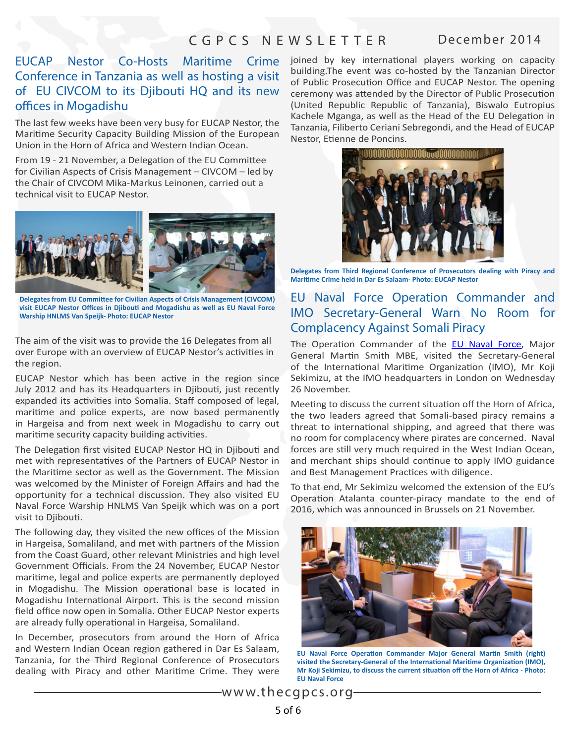## EUCAP Nestor Co-Hosts Maritime Crime Conference in Tanzania as well as hosting a visit of EU CIVCOM to its Djibouti HQ and its new offices in Mogadishu

The last few weeks have been very busy for EUCAP Nestor, the Maritime Security Capacity Building Mission of the European Union in the Horn of Africa and Western Indian Ocean.

From 19 - 21 November, a Delegation of the EU Committee for Civilian Aspects of Crisis Management – CIVCOM – led by the Chair of CIVCOM Mika-Markus Leinonen, carried out a technical visit to EUCAP Nestor.

**Delegates from EU Committee for Civilian Aspects of Crisis Management (CIVCOM) visit EUCAP Nestor Offices in Djibouti and Mogadishu as well as EU Naval Force Warship HNLMS Van Speijk- Photo: EUCAP Nestor**

The aim of the visit was to provide the 16 Delegates from all over Europe with an overview of EUCAP Nestor's activities in the region.

EUCAP Nestor which has been active in the region since July 2012 and has its Headquarters in Djibouti, just recently expanded its activities into Somalia. Staff composed of legal, maritime and police experts, are now based permanently in Hargeisa and from next week in Mogadishu to carry out maritime security capacity building activities.

The Delegation first visited EUCAP Nestor HQ in Djibouti and met with representatives of the Partners of EUCAP Nestor in the Maritime sector as well as the Government. The Mission was welcomed by the Minister of Foreign Affairs and had the opportunity for a technical discussion. They also visited EU Naval Force Warship HNLMS Van Speijk which was on a port visit to Djibouti.

The following day, they visited the new offices of the Mission in Hargeisa, Somaliland, and met with partners of the Mission from the Coast Guard, other relevant Ministries and high level Government Officials. From the 24 November, EUCAP Nestor maritime, legal and police experts are permanently deployed in Mogadishu. The Mission operational base is located in Mogadishu International Airport. This is the second mission field office now open in Somalia. Other EUCAP Nestor experts are already fully operational in Hargeisa, Somaliland.

In December, prosecutors from around the Horn of Africa and Western Indian Ocean region gathered in Dar Es Salaam, Tanzania, for the Third Regional Conference of Prosecutors dealing with Piracy and other Maritime Crime. They were joined by key international players working on capacity building.The event was co-hosted by the Tanzanian Director of Public Prosecution Office and EUCAP Nestor. The opening ceremony was attended by the Director of Public Prosecution (United Republic Republic of Tanzania), Biswalo Eutropius Kachele Mganga, as well as the Head of the EU Delegation in Tanzania, Filiberto Ceriani Sebregondi, and the Head of EUCAP Nestor, Etienne de Poncins.

**Delegates from Third Regional Conference of Prosecutors dealing with Piracy and Maritime Crime held in Dar Es Salaam- Photo: EUCAP Nestor**

## EU Naval Force Operation Commander and IMO Secretary-General Warn No Room for Complacency Against Somali Piracy

The Operation Commander of the EU Naval Force, Major General Martin Smith MBE, visited the Secretary-General of the International Maritime Organization (IMO), Mr Koji Sekimizu, at the IMO headquarters in London on Wednesday 26 November.

Meeting to discuss the current situation off the Horn of Africa, the two leaders agreed that Somali-based piracy remains a threat to international shipping, and agreed that there was no room for complacency where pirates are concerned. Naval forces are still very much required in the West Indian Ocean, and merchant ships should continue to apply IMO guidance and Best Management Practices with diligence.

To that end, Mr Sekimizu welcomed the extension of the EU's Operation Atalanta counter-piracy mandate to the end of 2016, which was announced in Brussels on 21 November.

**EU Naval Force Operation Commander Major General Martin Smith (right) visited the Secretary-General of the International Maritime Organization (IMO), Mr Koji Sekimizu, to discuss the current situation off the Horn of Africa - Photo: EU Naval Force**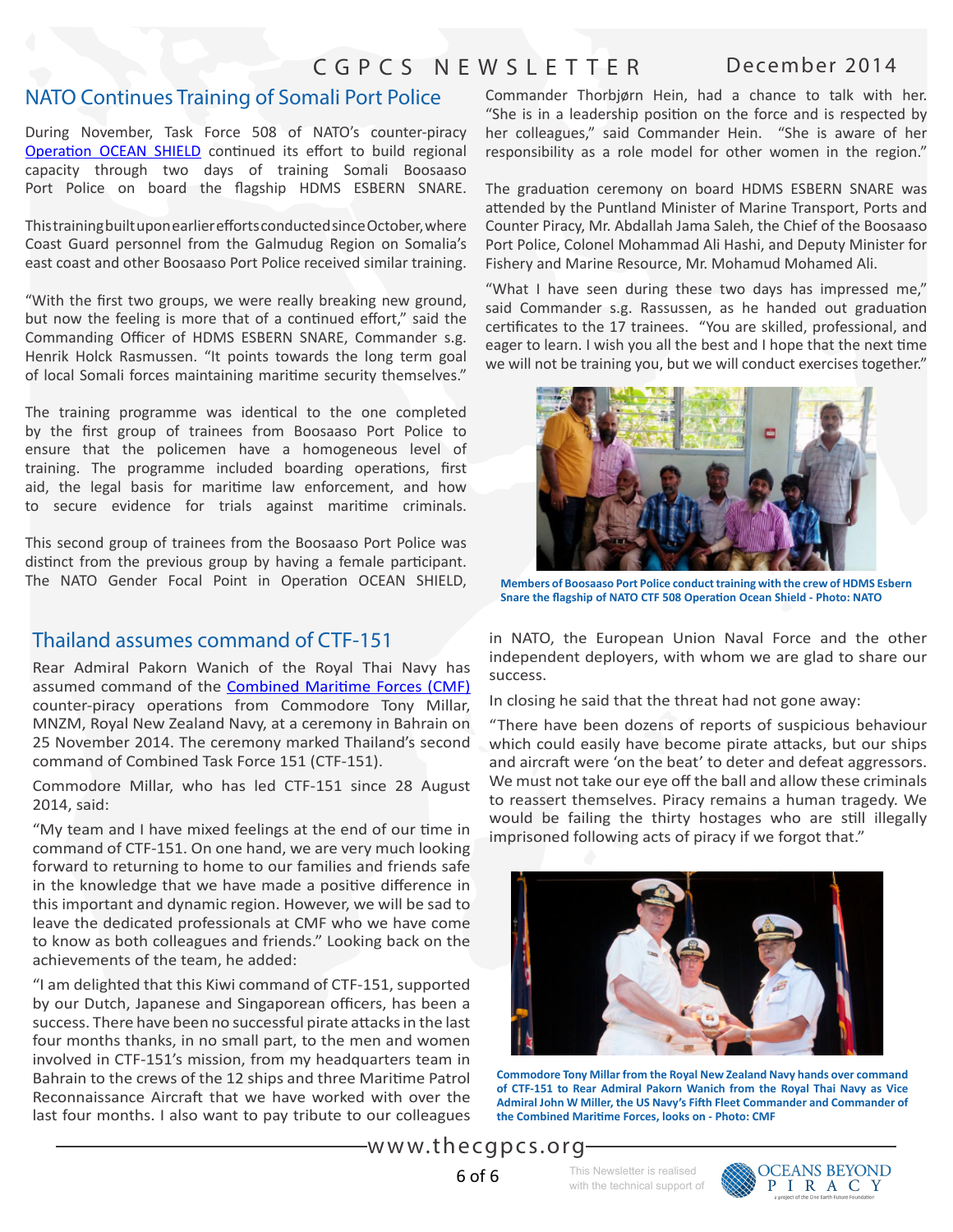## NATO Continues Training of Somali Port Police

During November, Task Force 508 of NATO's counter-piracy Operation OCEAN SHIELD continued its effort to build regional capacity through two days of training Somali Boosaaso Port Police on board the flagship HDMS ESBERN SNARE.

This training built upon earlier efforts conducted since October, where Coast Guard personnel from the Galmudug Region on Somalia's east coast and other Boosaaso Port Police received similar training.

"With the first two groups, we were really breaking new ground, but now the feeling is more that of a continued effort," said the Commanding Officer of HDMS ESBERN SNARE, Commander s.g. Henrik Holck Rasmussen. "It points towards the long term goal of local Somali forces maintaining maritime security themselves."

The training programme was identical to the one completed by the first group of trainees from Boosaaso Port Police to ensure that the policemen have a homogeneous level of training. The programme included boarding operations, first aid, the legal basis for maritime law enforcement, and how to secure evidence for trials against maritime criminals.

This second group of trainees from the Boosaaso Port Police was distinct from the previous group by having a female participant. The NATO Gender Focal Point in Operation OCEAN SHIELD, Commander Thorbjørn Hein, had a chance to talk with her. "She is in a leadership position on the force and is respected by her colleagues," said Commander Hein. "She is aware of her responsibility as a role model for other women in the region."

The graduation ceremony on board HDMS ESBERN SNARE was attended by the Puntland Minister of Marine Transport, Ports and Counter Piracy, Mr. Abdallah Jama Saleh, the Chief of the Boosaaso Port Police, Colonel Mohammad Ali Hashi, and Deputy Minister for Fishery and Marine Resource, Mr. Mohamud Mohamed Ali.

"What I have seen during these two days has impressed me," said Commander s.g. Rassussen, as he handed out graduation certificates to the 17 trainees. "You are skilled, professional, and eager to learn. I wish you all the best and I hope that the next time we will not be training you, but we will conduct exercises together."

**Members of Boosaaso Port Police conduct training with the crew of HDMS Esbern Snare the flagship of NATO CTF 508 Operation Ocean Shield - Photo: NATO**

## Thailand assumes command of CTF-151

Rear Admiral Pakorn Wanich of the Royal Thai Navy has assumed command of the Combined Maritime Forces (CMF) counter-piracy operations from Commodore Tony Millar, MNZM, Royal New Zealand Navy, at a ceremony in Bahrain on 25 November 2014. The ceremony marked Thailand's second command of Combined Task Force 151 (CTF-151).

Commodore Millar, who has led CTF-151 since 28 August 2014, said:

"My team and I have mixed feelings at the end of our time in command of CTF-151. On one hand, we are very much looking forward to returning to home to our families and friends safe in the knowledge that we have made a positive difference in this important and dynamic region. However, we will be sad to leave the dedicated professionals at CMF who we have come to know as both colleagues and friends." Looking back on the achievements of the team, he added:

"I am delighted that this Kiwi command of CTF-151, supported by our Dutch, Japanese and Singaporean officers, has been a success. There have been no successful pirate attacks in the last four months thanks, in no small part, to the men and women involved in CTF-151's mission, from my headquarters team in Bahrain to the crews of the 12 ships and three Maritime Patrol Reconnaissance Aircraft that we have worked with over the last four months. I also want to pay tribute to our colleagues in NATO, the European Union Naval Force and the other independent deployers, with whom we are glad to share our success.

In closing he said that the threat had not gone away:

"There have been dozens of reports of suspicious behaviour which could easily have become pirate attacks, but our ships and aircraft were 'on the beat' to deter and defeat aggressors. We must not take our eye off the ball and allow these criminals to reassert themselves. Piracy remains a human tragedy. We would be failing the thirty hostages who are still illegally imprisoned following acts of piracy if we forgot that."

**Commodore Tony Millar from the Royal New Zealand Navy hands over command of CTF-151 to Rear Admiral Pakorn Wanich from the Royal Thai Navy as Vice Admiral John W Miller, the US Navy's Fifth Fleet Commander and Commander of the Combined Maritime Forces, looks on - Photo: CMF**

www.thecgpcs.org

This Newsletter is realised with the technical support of OCEANS BEYOND PIRACY